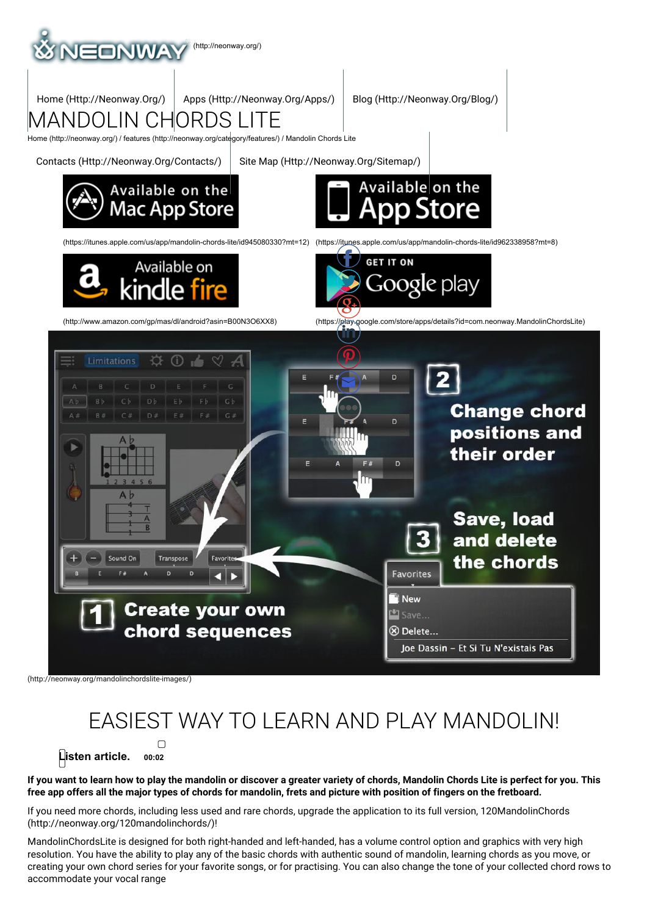(http://neonway.org/)

Home (Http://Neonway.Org/) | Apps (Http://Neonway.Org/Apps/) | Blog (Http://Neonway.Org/Blog/)

# MANDOLIN CHORDS LITE

Home (http://neonway.org/) / features (http://neonway.org/category/features/) / Mandolin Chords Lite

Contacts (Http://Neonway.Org/Contacts/) | Site Map (Http://Neonway.Org/Sitemap/)

(https://itunes.apple.com/us/app/mandolin-chords-lite/id945080330?mt=12) (https://itunes.apple.com/us/app/mandolin-chords-lite/id962338958?mt=8)

(http://www.amazon.com/gp/mas/dl/android?asin=B00N3O6XX8) (https://play.google.com/store/apps/details?id=com.neonway.MandolinChordsLite)

(http://neonway.org/mandolinchordslite-images/)

## EASIEST WAY TO LEARN AND PLAY MANDOLIN!

**Listen article.** 00:02

**If you want to learn how to play the mandolin or discover a greater variety of chords, Mandolin Chords Lite is perfect for you. This free app offers all the major types of chords for mandolin, frets and picture with position of fingers on the fretboard.**

If you need more chords, including less used and rare chords, upgrade the application to its full version, 120MandolinChords (http://neonway.org/120mandolinchords/)!

MandolinChordsLite is designed for both right-handed and left-handed, has a volume control option and graphics with very high resolution. You have the ability to play any of the basic chords with authentic sound of mandolin, learning chords as you move, or creating your own chord series for your favorite songs, or for practising. You can also change the tone of your collected chord rows to accommodate your vocal range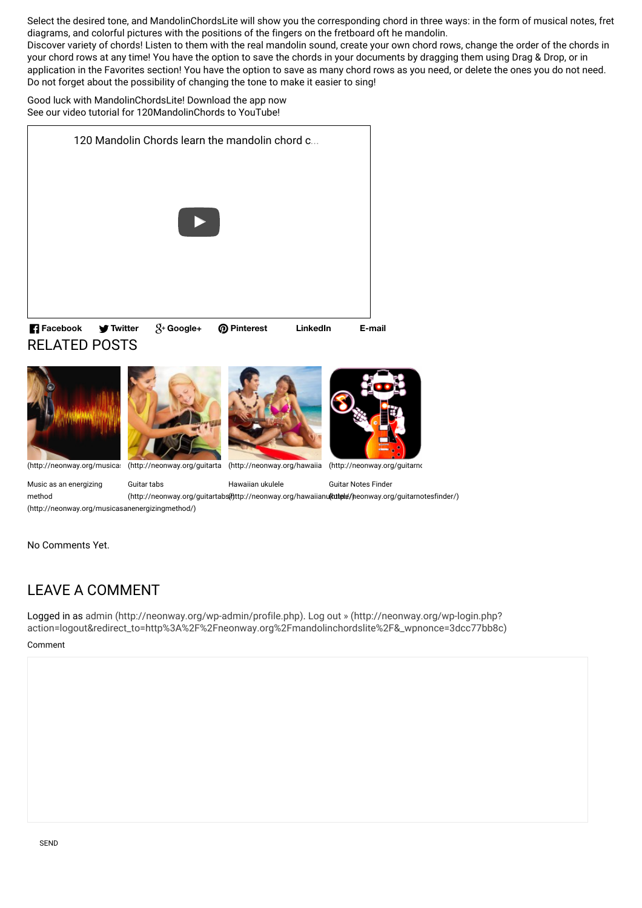Select the desired tone, and MandolinChordsLite will show you the corresponding chord in three ways: in the form of musical notes, fret diagrams, and colorful pictures with the positions of the fingers on the fretboard oft he mandolin.
Discover variety of chords! Listen to them with the real mandolin sound, create your own chord rows, change the order of the chords in your chord rows at any time! You have the option to save the chords in your documents by dragging them using Drag & Drop, or in application in the Favorites section! You have the option to save as many chord rows as you need, or delete the ones you do not need. Do not forget about the possibility of changing the tone to make it easier to sing!

Good luck with MandolinChordsLite! Download the app now
See our video tutorial for 120MandolinChords to YouTube!

120 Mandolin Chords learn the mandolin chord c...

Facebook Twitter Google+ Pinterest LinkedIn E-mail

## RELATED POSTS

(http://neonway.org/musica:
Music as an energizing method
(http://neonway.org/musicasanenergizingmethod/)

(http://neonway.org/guitarta
Guitar tabs
(http://neonway.org/guitartabs/)

(http://neonway.org/hawaiia
Hawaiian ukulele
(http://neonway.org/hawaiianukulele/)

(http://neonway.org/guitarnc
Guitar Notes Finder
(http://neonway.org/guitarnotesfinder/)

No Comments Yet.

## LEAVE A COMMENT

Logged in as admin (http://neonway.org/wp-admin/profile.php). Log out » (http://neonway.org/wp-login.php?action=logout&redirect_to=http%3A%2F%2Fneonway.org%2Fmandolinchordslite%2F&_wpnonce=3dcc77bb8c)

Comment

SEND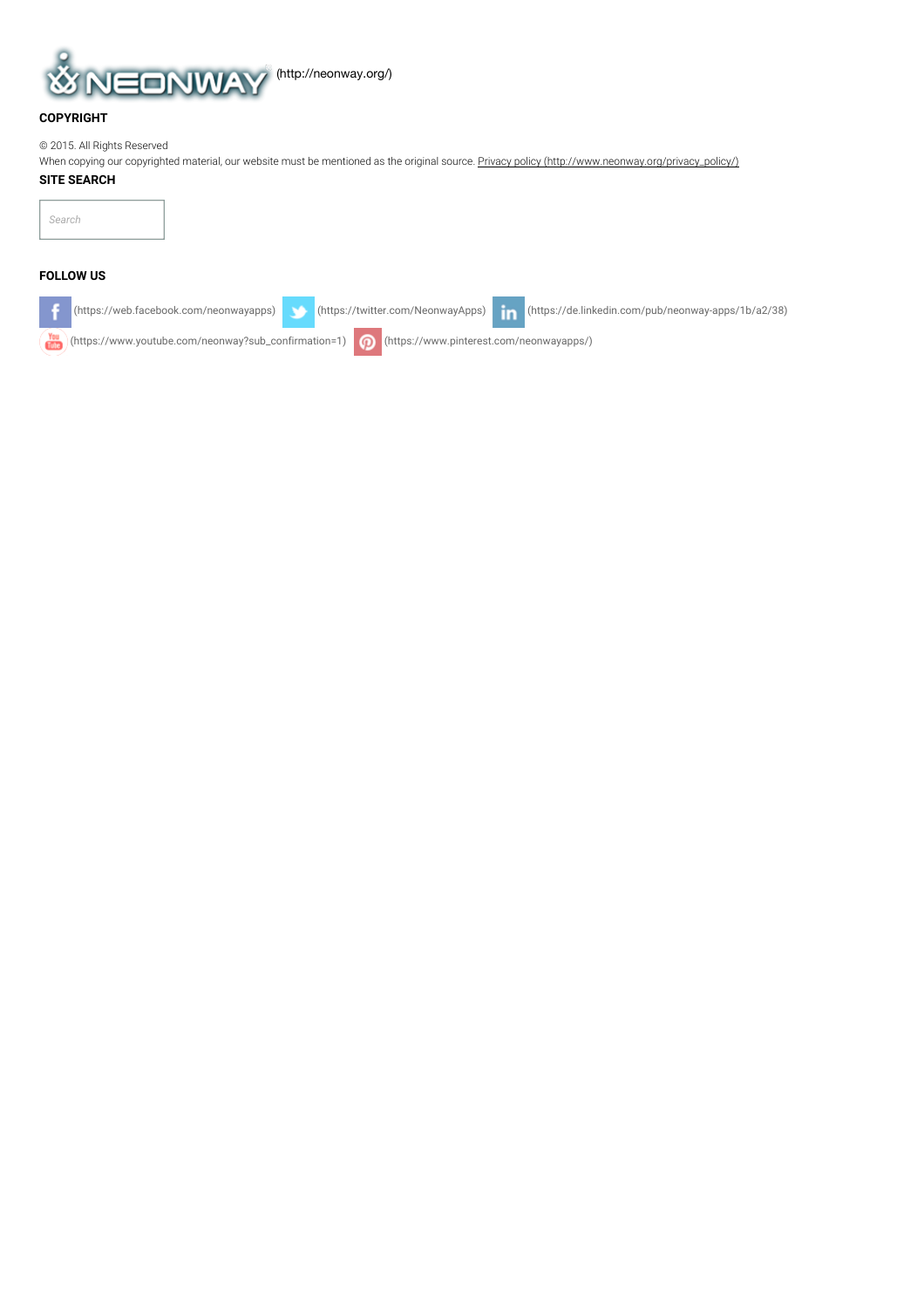(http://neonway.org/)

**COPYRIGHT**

© 2015. All Rights Reserved

When copying our copyrighted material, our website must be mentioned as the original source. Privacy policy (http://www.neonway.org/privacy_policy/)

**SITE SEARCH**

Search

**FOLLOW US**

(https://web.facebook.com/neonwayapps) (https://twitter.com/NeonwayApps) (https://de.linkedin.com/pub/neonway-apps/1b/a2/38) (https://www.youtube.com/neonway?sub_confirmation=1) (https://www.pinterest.com/neonwayapps/)